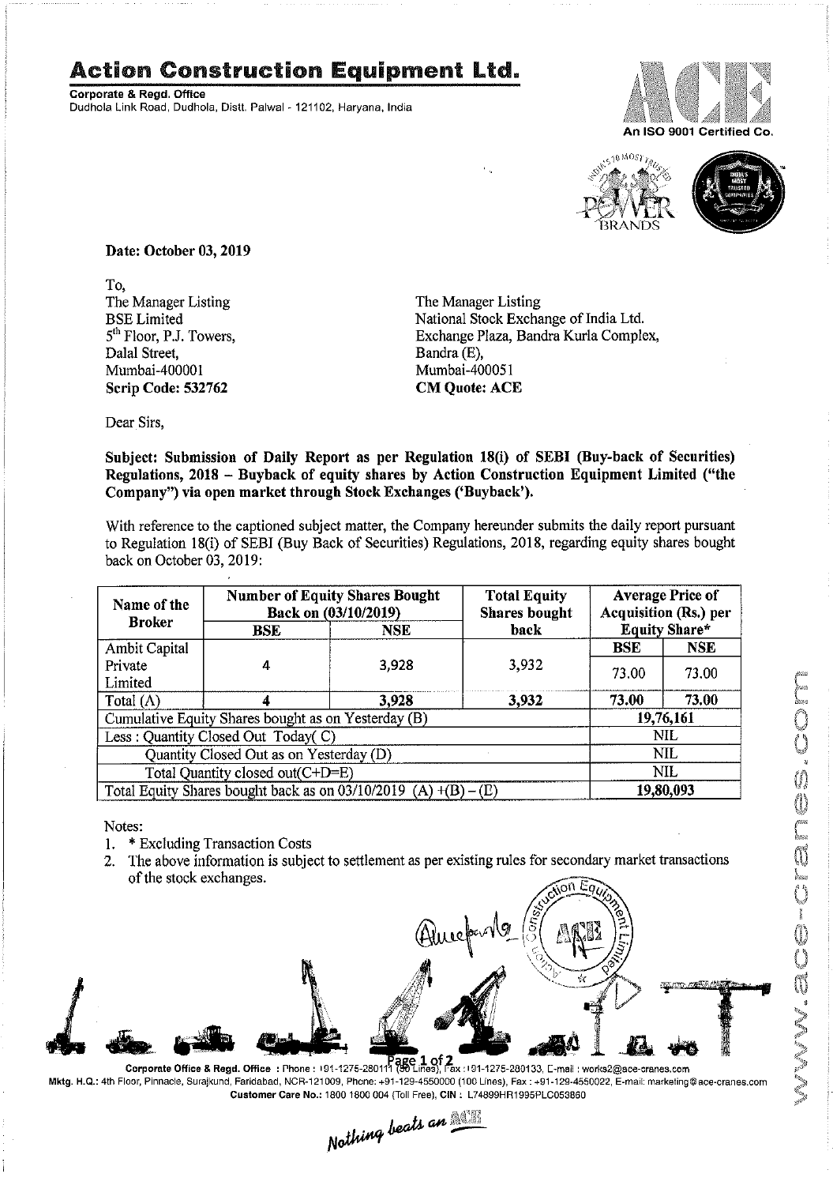# Action Construction Equipment Ltd.

**Corporate & Regd. Office**
Dudhola Link Road, Dudhola, Distt. Palwal - 121102, Haryana, India

An ISO 9001 Certified Co.

**Date: October 03, 2019**

To,
The Manager Listing
BSE Limited
5th Floor, P.J. Towers,
Dalal Street,
Mumbai-400001
**Scrip Code: 532762**

The Manager Listing
National Stock Exchange of India Ltd.
Exchange Plaza, Bandra Kurla Complex,
Bandra (E),
Mumbai-400051
**CM Quote: ACE**

Dear Sirs,

**Subject: Submission of Daily Report as per Regulation 18(i) of SEBI (Buy-back of Securities) Regulations, 2018 – Buyback of equity shares by Action Construction Equipment Limited ("the Company") via open market through Stock Exchanges ('Buyback').**

With reference to the captioned subject matter, the Company hereunder submits the daily report pursuant to Regulation 18(i) of SEBI (Buy Back of Securities) Regulations, 2018, regarding equity shares bought back on October 03, 2019:

| Name of the Broker | Number of Equity Shares Bought Back on (03/10/2019) | | Total Equity Shares bought back | Average Price of Acquisition (Rs.) per Equity Share* | |
|---|---|---|---|---|---|
| | BSE | NSE | | BSE | NSE |
| Ambit Capital Private Limited | 4 | 3,928 | 3,932 | 73.00 | 73.00 |
| **Total (A)** | **4** | **3,928** | **3,932** | **73.00** | **73.00** |
| Cumulative Equity Shares bought as on Yesterday (B) | | | | **19,76,161** | |
| Less : Quantity Closed Out Today( C) | | | | NIL | |
| Quantity Closed Out as on Yesterday (D) | | | | NIL | |
| Total Quantity closed out(C+D=E) | | | | NIL | |
| Total Equity Shares bought back as on 03/10/2019 (A) +(B) – (E) | | | | **19,80,093** | |

Notes:

1. * Excluding Transaction Costs
2. The above information is subject to settlement as per existing rules for secondary market transactions of the stock exchanges.

**Corporate Office & Regd. Office** : Phone : +91-1275-280111 (50 Lines), Fax : +91-1275-280133, E-mail : works2@ace-cranes.com
Mktg. H.Q.: 4th Floor, Pinnacle, Surajkund, Faridabad, NCR-121009, Phone: +91-129-4550000 (100 Lines), Fax : +91-129-4550022, E-mail: marketing@ace-cranes.com
Customer Care No.: 1800 1800 004 (Toll Free), CIN : L74899HR1995PLC053860

*Nothing beats an ACE*

www.ace-cranes.com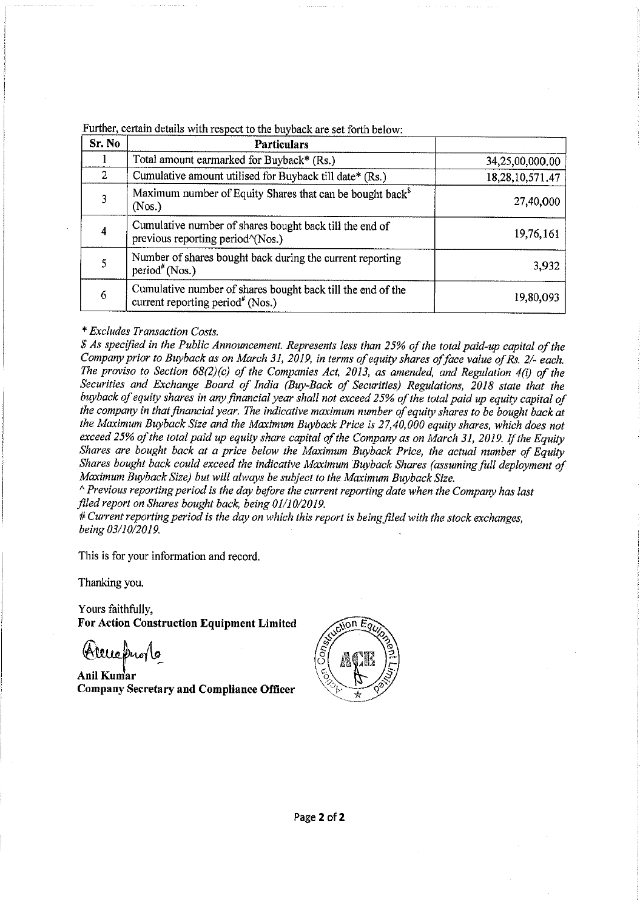Further, certain details with respect to the buyback are set forth below:

| Sr. No | Particulars | |
|---|---|---|
| 1 | Total amount earmarked for Buyback* (Rs.) | 34,25,00,000.00 |
| 2 | Cumulative amount utilised for Buyback till date* (Rs.) | 18,28,10,571.47 |
| 3 | Maximum number of Equity Shares that can be bought back$ (Nos.) | 27,40,000 |
| 4 | Cumulative number of shares bought back till the end of previous reporting period^(Nos.) | 19,76,161 |
| 5 | Number of shares bought back during the current reporting period# (Nos.) | 3,932 |
| 6 | Cumulative number of shares bought back till the end of the current reporting period# (Nos.) | 19,80,093 |

*\* Excludes Transaction Costs.*

*$ As specified in the Public Announcement. Represents less than 25% of the total paid-up capital of the Company prior to Buyback as on March 31, 2019, in terms of equity shares of face value of Rs. 2/- each. The proviso to Section 68(2)(c) of the Companies Act, 2013, as amended, and Regulation 4(i) of the Securities and Exchange Board of India (Buy-Back of Securities) Regulations, 2018 state that the buyback of equity shares in any financial year shall not exceed 25% of the total paid up equity capital of the company in that financial year. The indicative maximum number of equity shares to be bought back at the Maximum Buyback Size and the Maximum Buyback Price is 27,40,000 equity shares, which does not exceed 25% of the total paid up equity share capital of the Company as on March 31, 2019. If the Equity Shares are bought back at a price below the Maximum Buyback Price, the actual number of Equity Shares bought back could exceed the indicative Maximum Buyback Shares (assuming full deployment of Maximum Buyback Size) but will always be subject to the Maximum Buyback Size.*

*^ Previous reporting period is the day before the current reporting date when the Company has last filed report on Shares bought back, being 01/10/2019.*

*# Current reporting period is the day on which this report is being filed with the stock exchanges, being 03/10/2019.*

This is for your information and record.

Thanking you.

Yours faithfully,
**For Action Construction Equipment Limited**

**Anil Kumar**
**Company Secretary and Compliance Officer**